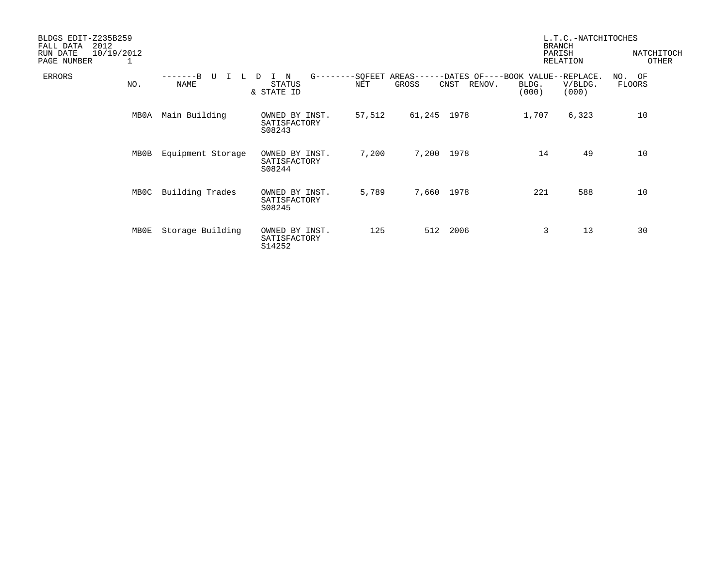BLDGS EDIT-Z235B259
FALL DATA 2012
RUN DATE 10/19/2012
PAGE NUMBER 1

L.T.C.-NATCHITOCHES
BRANCH
PARISH NATCHITOCH
RELATION OTHER

| ERRORS | NO. | NAME | STATUS & STATE ID | SQFEET AREAS NET | SQFEET AREAS GROSS | DATES OF CNST | DATES OF RENOV. | BOOK VALUE BLDG. (000) | REPLACE. V/BLDG. (000) | NO. OF FLOORS |
|---|---|---|---|---|---|---|---|---|---|---|
| | MB0A | Main Building | OWNED BY INST. SATISFACTORY S08243 | 57,512 | 61,245 | 1978 | | 1,707 | 6,323 | 10 |
| | MB0B | Equipment Storage | OWNED BY INST. SATISFACTORY S08244 | 7,200 | 7,200 | 1978 | | 14 | 49 | 10 |
| | MB0C | Building Trades | OWNED BY INST. SATISFACTORY S08245 | 5,789 | 7,660 | 1978 | | 221 | 588 | 10 |
| | MB0E | Storage Building | OWNED BY INST. SATISFACTORY S14252 | 125 | 512 | 2006 | | 3 | 13 | 30 |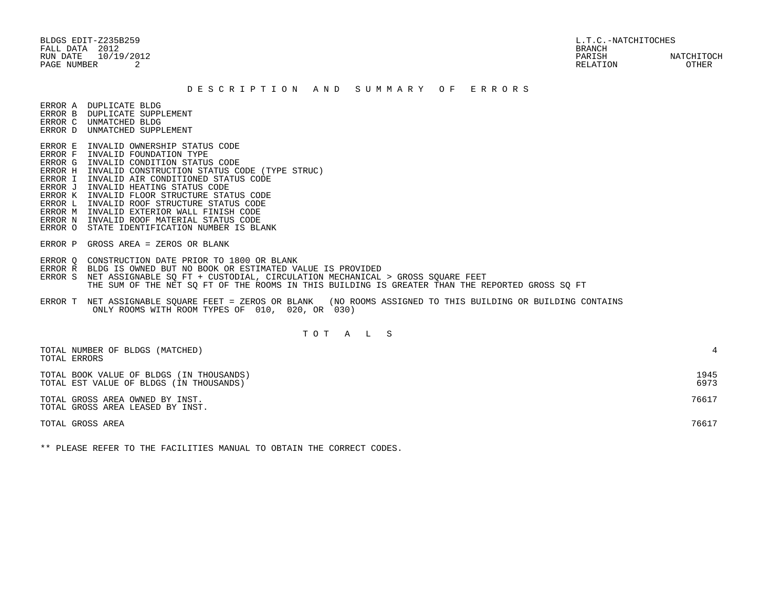BLDGS EDIT-Z235B259
FALL DATA 2012
RUN DATE 10/19/2012
PAGE NUMBER 2

L.T.C.-NATCHITOCHES
BRANCH
PARISH NATCHITOCH
RELATION OTHER

## D E S C R I P T I O N A N D S U M M A R Y O F E R R O R S

ERROR A DUPLICATE BLDG
ERROR B DUPLICATE SUPPLEMENT
ERROR C UNMATCHED BLDG
ERROR D UNMATCHED SUPPLEMENT

ERROR E INVALID OWNERSHIP STATUS CODE
ERROR F INVALID FOUNDATION TYPE
ERROR G INVALID CONDITION STATUS CODE
ERROR H INVALID CONSTRUCTION STATUS CODE (TYPE STRUC)
ERROR I INVALID AIR CONDITIONED STATUS CODE
ERROR J INVALID HEATING STATUS CODE
ERROR K INVALID FLOOR STRUCTURE STATUS CODE
ERROR L INVALID ROOF STRUCTURE STATUS CODE
ERROR M INVALID EXTERIOR WALL FINISH CODE
ERROR N INVALID ROOF MATERIAL STATUS CODE
ERROR O STATE IDENTIFICATION NUMBER IS BLANK

ERROR P GROSS AREA = ZEROS OR BLANK

ERROR Q CONSTRUCTION DATE PRIOR TO 1800 OR BLANK
ERROR R BLDG IS OWNED BUT NO BOOK OR ESTIMATED VALUE IS PROVIDED
ERROR S NET ASSIGNABLE SQ FT + CUSTODIAL, CIRCULATION MECHANICAL > GROSS SQUARE FEET
THE SUM OF THE NET SQ FT OF THE ROOMS IN THIS BUILDING IS GREATER THAN THE REPORTED GROSS SQ FT

ERROR T NET ASSIGNABLE SQUARE FEET = ZEROS OR BLANK (NO ROOMS ASSIGNED TO THIS BUILDING OR BUILDING CONTAINS ONLY ROOMS WITH ROOM TYPES OF 010, 020, OR 030)

## T O T A L S

| | |
|---|---|
| TOTAL NUMBER OF BLDGS (MATCHED) | 4 |
| TOTAL ERRORS | |
| TOTAL BOOK VALUE OF BLDGS (IN THOUSANDS) | 1945 |
| TOTAL EST VALUE OF BLDGS (IN THOUSANDS) | 6973 |
| TOTAL GROSS AREA OWNED BY INST. | 76617 |
| TOTAL GROSS AREA LEASED BY INST. | |
| TOTAL GROSS AREA | 76617 |

** PLEASE REFER TO THE FACILITIES MANUAL TO OBTAIN THE CORRECT CODES.